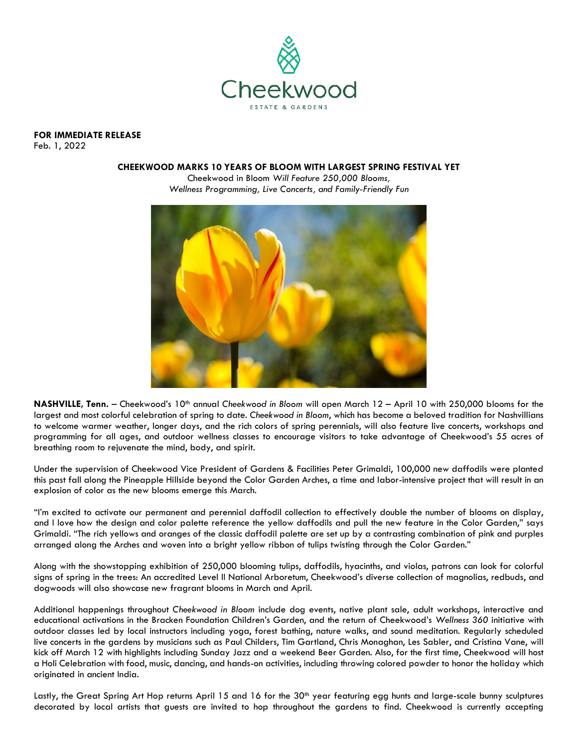Cheekwood

ESTATE & GARDENS

**FOR IMMEDIATE RELEASE**
Feb. 1, 2022

## CHEEKWOOD MARKS 10 YEARS OF BLOOM WITH LARGEST SPRING FESTIVAL YET

Cheekwood in Bloom *Will Feature 250,000 Blooms, Wellness Programming, Live Concerts, and Family-Friendly Fun*

**NASHVILLE, Tenn.** – Cheekwood's 10th annual *Cheekwood in Bloom* will open March 12 – April 10 with 250,000 blooms for the largest and most colorful celebration of spring to date. *Cheekwood in Bloom*, which has become a beloved tradition for Nashvillians to welcome warmer weather, longer days, and the rich colors of spring perennials, will also feature live concerts, workshops and programming for all ages, and outdoor wellness classes to encourage visitors to take advantage of Cheekwood's 55 acres of breathing room to rejuvenate the mind, body, and spirit.

Under the supervision of Cheekwood Vice President of Gardens & Facilities Peter Grimaldi, 100,000 new daffodils were planted this past fall along the Pineapple Hillside beyond the Color Garden Arches, a time and labor-intensive project that will result in an explosion of color as the new blooms emerge this March.

"I'm excited to activate our permanent and perennial daffodil collection to effectively double the number of blooms on display, and I love how the design and color palette reference the yellow daffodils and pull the new feature in the Color Garden," says Grimaldi. "The rich yellows and oranges of the classic daffodil palette are set up by a contrasting combination of pink and purples arranged along the Arches and woven into a bright yellow ribbon of tulips twisting through the Color Garden."

Along with the showstopping exhibition of 250,000 blooming tulips, daffodils, hyacinths, and violas, patrons can look for colorful signs of spring in the trees: An accredited Level II National Arboretum, Cheekwood's diverse collection of magnolias, redbuds, and dogwoods will also showcase new fragrant blooms in March and April.

Additional happenings throughout *Cheekwood in Bloom* include dog events, native plant sale, adult workshops, interactive and educational activations in the Bracken Foundation Children's Garden, and the return of Cheekwood's *Wellness 360* initiative with outdoor classes led by local instructors including yoga, forest bathing, nature walks, and sound meditation. Regularly scheduled live concerts in the gardens by musicians such as Paul Childers, Tim Gartland, Chris Monaghan, Les Sabler, and Cristina Vane, will kick off March 12 with highlights including Sunday Jazz and a weekend Beer Garden. Also, for the first time, Cheekwood will host a Holi Celebration with food, music, dancing, and hands-on activities, including throwing colored powder to honor the holiday which originated in ancient India.

Lastly, the Great Spring Art Hop returns April 15 and 16 for the 30th year featuring egg hunts and large-scale bunny sculptures decorated by local artists that guests are invited to hop throughout the gardens to find. Cheekwood is currently accepting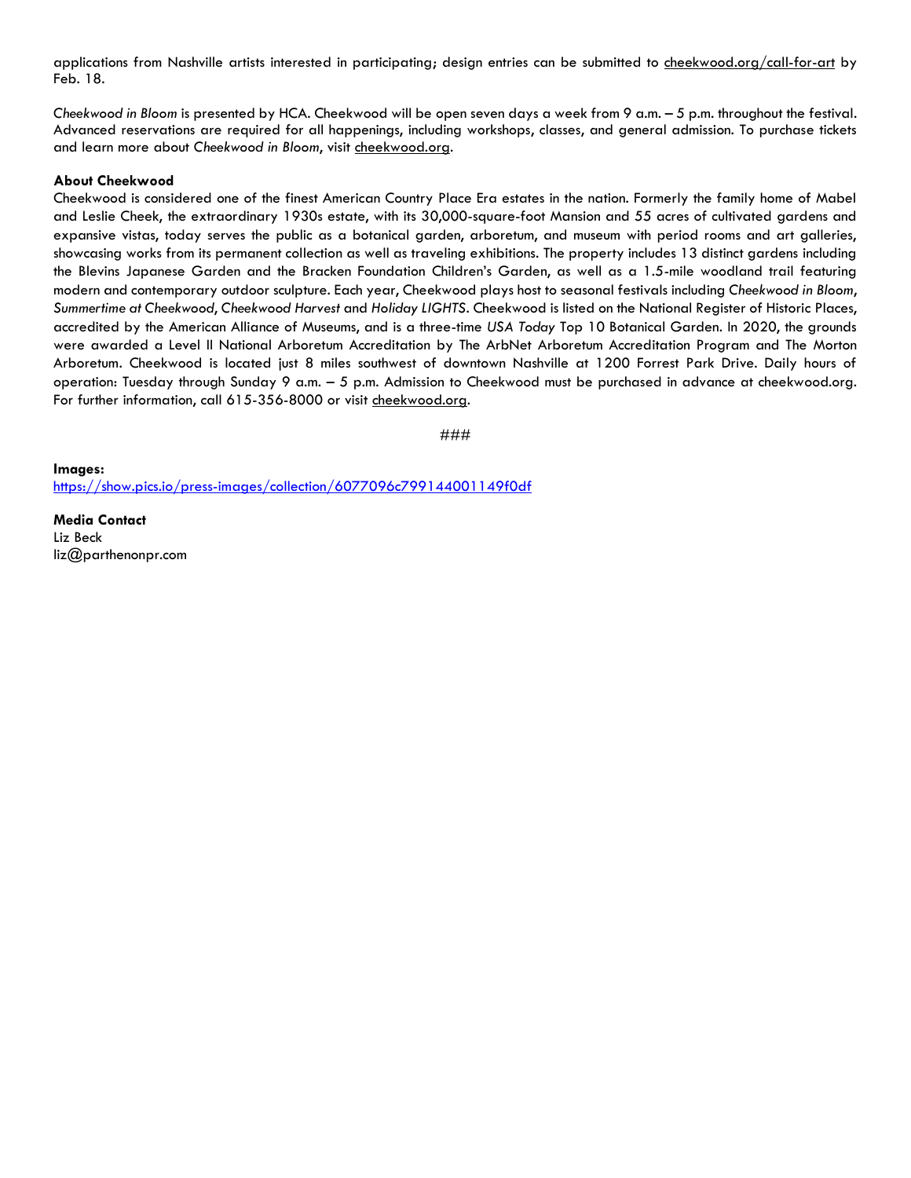applications from Nashville artists interested in participating; design entries can be submitted to cheekwood.org/call-for-art by Feb. 18.

*Cheekwood in Bloom* is presented by HCA. Cheekwood will be open seven days a week from 9 a.m. – 5 p.m. throughout the festival. Advanced reservations are required for all happenings, including workshops, classes, and general admission. To purchase tickets and learn more about *Cheekwood in Bloom*, visit cheekwood.org.

**About Cheekwood**
Cheekwood is considered one of the finest American Country Place Era estates in the nation. Formerly the family home of Mabel and Leslie Cheek, the extraordinary 1930s estate, with its 30,000-square-foot Mansion and 55 acres of cultivated gardens and expansive vistas, today serves the public as a botanical garden, arboretum, and museum with period rooms and art galleries, showcasing works from its permanent collection as well as traveling exhibitions. The property includes 13 distinct gardens including the Blevins Japanese Garden and the Bracken Foundation Children's Garden, as well as a 1.5-mile woodland trail featuring modern and contemporary outdoor sculpture. Each year, Cheekwood plays host to seasonal festivals including *Cheekwood in Bloom*, *Summertime at Cheekwood*, *Cheekwood Harvest* and *Holiday LIGHTS*. Cheekwood is listed on the National Register of Historic Places, accredited by the American Alliance of Museums, and is a three-time *USA Today* Top 10 Botanical Garden. In 2020, the grounds were awarded a Level II National Arboretum Accreditation by The ArbNet Arboretum Accreditation Program and The Morton Arboretum. Cheekwood is located just 8 miles southwest of downtown Nashville at 1200 Forrest Park Drive. Daily hours of operation: Tuesday through Sunday 9 a.m. – 5 p.m. Admission to Cheekwood must be purchased in advance at cheekwood.org. For further information, call 615-356-8000 or visit cheekwood.org.

###

**Images:**
https://show.pics.io/press-images/collection/6077096c799144001149f0df

**Media Contact**
Liz Beck
liz@parthenonpr.com